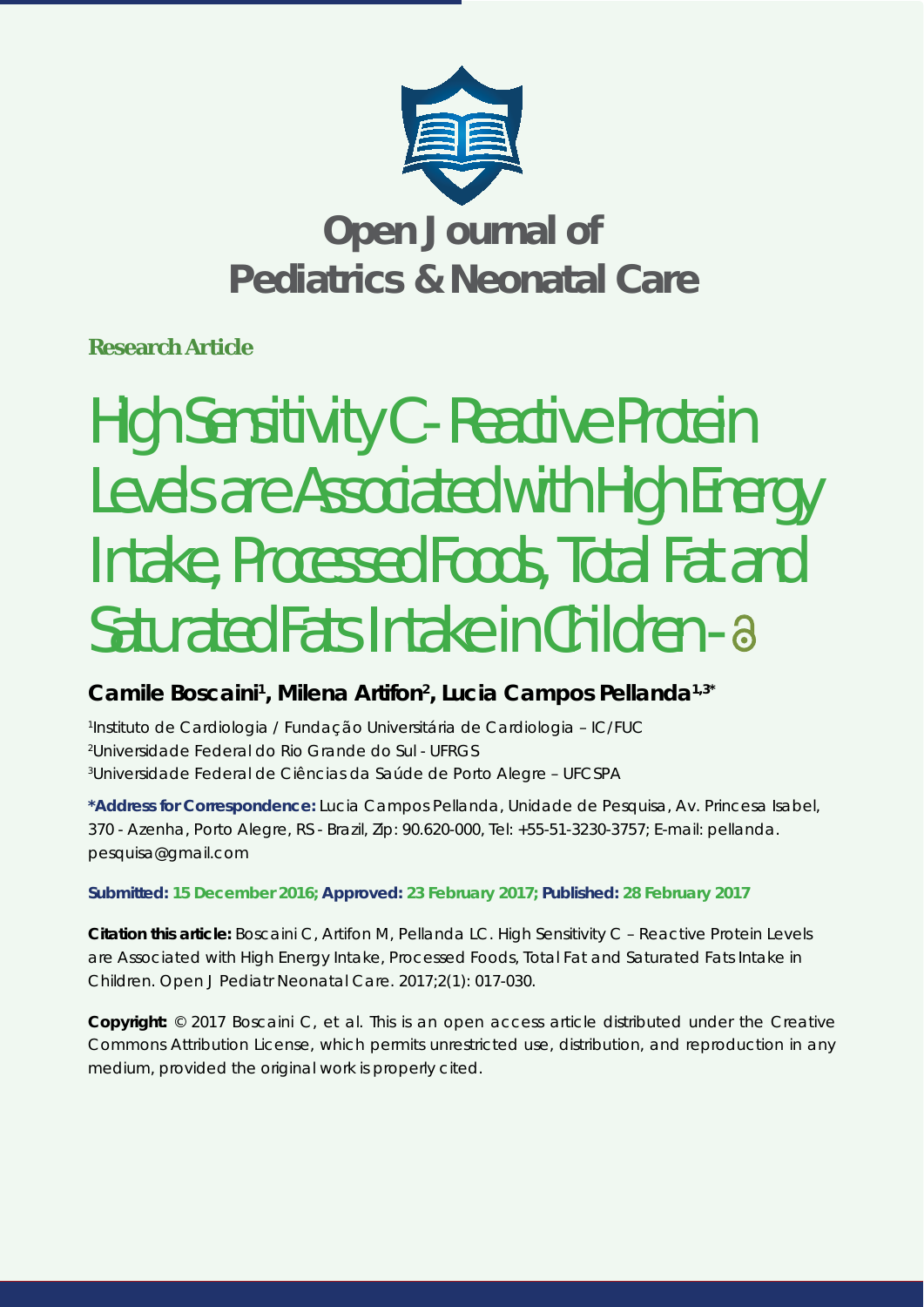# Open Journal of Pediatrics & Neonatal Care

**Research Article**

# High Sensitivity C- Reactive Protein Levels are Associated with High Energy Intake, Processed Foods, Total Fat and Saturated Fats Intake in Children

**Camile Boscaini[1], Milena Artifon[2], Lucia Campos Pellanda[1,3]***

[1]Instituto de Cardiologia / Fundação Universitária de Cardiologia – IC/FUC
[2]Universidade Federal do Rio Grande do Sul - UFRGS
[3]Universidade Federal de Ciências da Saúde de Porto Alegre – UFCSPA

**\*Address for Correspondence:** Lucia Campos Pellanda, Unidade de Pesquisa, Av. Princesa Isabel, 370 - Azenha, Porto Alegre, RS - Brazil, Zip: 90.620-000, Tel: +55-51-3230-3757; E-mail: pellanda.pesquisa@gmail.com

**Submitted: 15 December 2016; Approved: 23 February 2017; Published: 28 February 2017**

**Citation this article:** Boscaini C, Artifon M, Pellanda LC. High Sensitivity C – Reactive Protein Levels are Associated with High Energy Intake, Processed Foods, Total Fat and Saturated Fats Intake in Children. Open J Pediatr Neonatal Care. 2017;2(1): 017-030.

**Copyright:** © 2017 Boscaini C, et al. This is an open access article distributed under the Creative Commons Attribution License, which permits unrestricted use, distribution, and reproduction in any medium, provided the original work is properly cited.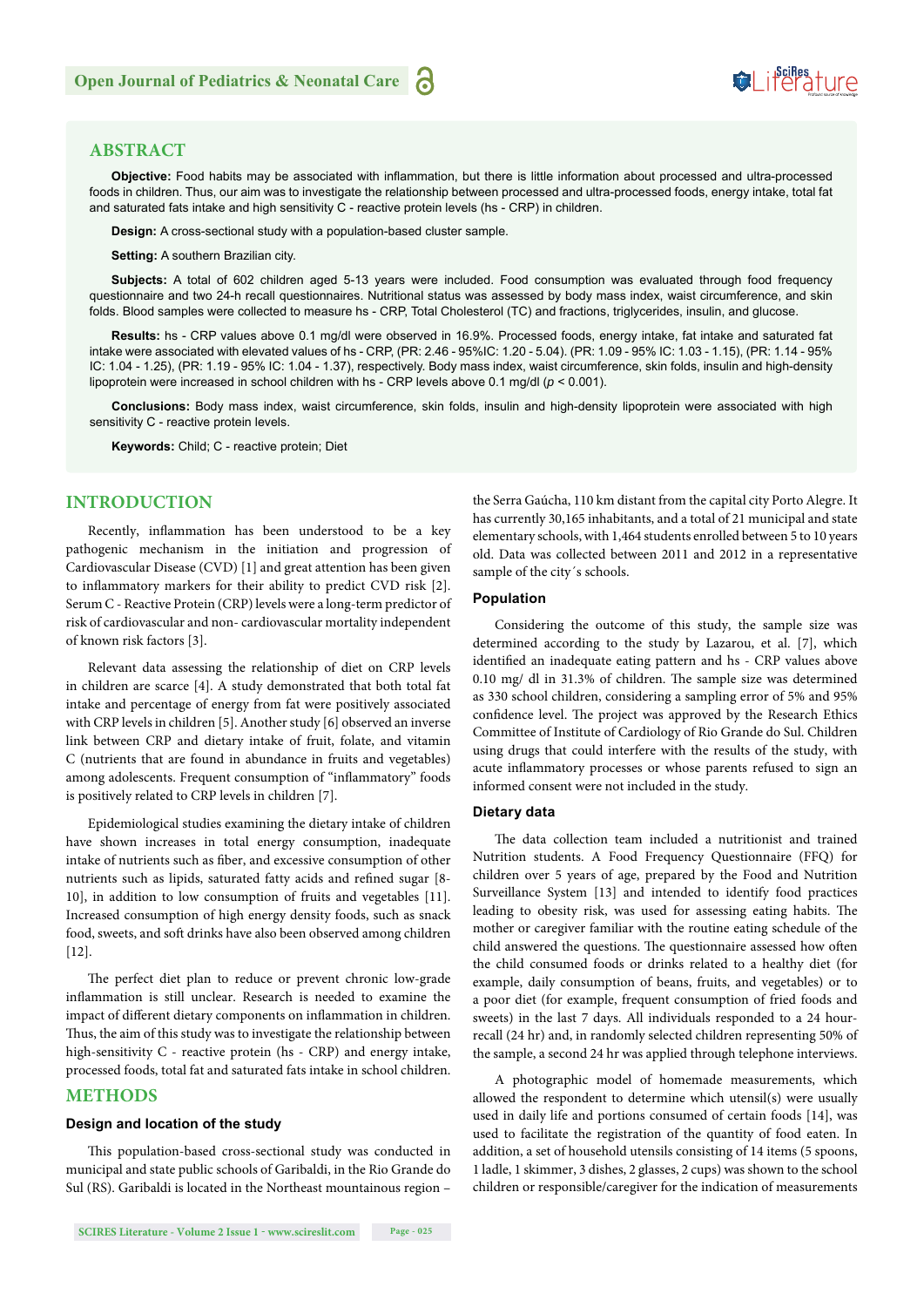## ABSTRACT

**Objective:** Food habits may be associated with inflammation, but there is little information about processed and ultra-processed foods in children. Thus, our aim was to investigate the relationship between processed and ultra-processed foods, energy intake, total fat and saturated fats intake and high sensitivity C - reactive protein levels (hs - CRP) in children.

**Design:** A cross-sectional study with a population-based cluster sample.

**Setting:** A southern Brazilian city.

**Subjects:** A total of 602 children aged 5-13 years were included. Food consumption was evaluated through food frequency questionnaire and two 24-h recall questionnaires. Nutritional status was assessed by body mass index, waist circumference, and skin folds. Blood samples were collected to measure hs - CRP, Total Cholesterol (TC) and fractions, triglycerides, insulin, and glucose.

**Results:** hs - CRP values above 0.1 mg/dl were observed in 16.9%. Processed foods, energy intake, fat intake and saturated fat intake were associated with elevated values of hs - CRP, (PR: 2.46 - 95%IC: 1.20 - 5.04). (PR: 1.09 - 95% IC: 1.03 - 1.15), (PR: 1.14 - 95% IC: 1.04 - 1.25), (PR: 1.19 - 95% IC: 1.04 - 1.37), respectively. Body mass index, waist circumference, skin folds, insulin and high-density lipoprotein were increased in school children with hs - CRP levels above 0.1 mg/dl ($p < 0.001$).

**Conclusions:** Body mass index, waist circumference, skin folds, insulin and high-density lipoprotein were associated with high sensitivity C - reactive protein levels.

**Keywords:** Child; C - reactive protein; Diet

## INTRODUCTION

Recently, inflammation has been understood to be a key pathogenic mechanism in the initiation and progression of Cardiovascular Disease (CVD) [1] and great attention has been given to inflammatory markers for their ability to predict CVD risk [2]. Serum C - Reactive Protein (CRP) levels were a long-term predictor of risk of cardiovascular and non- cardiovascular mortality independent of known risk factors [3].

Relevant data assessing the relationship of diet on CRP levels in children are scarce [4]. A study demonstrated that both total fat intake and percentage of energy from fat were positively associated with CRP levels in children [5]. Another study [6] observed an inverse link between CRP and dietary intake of fruit, folate, and vitamin C (nutrients that are found in abundance in fruits and vegetables) among adolescents. Frequent consumption of "inflammatory" foods is positively related to CRP levels in children [7].

Epidemiological studies examining the dietary intake of children have shown increases in total energy consumption, inadequate intake of nutrients such as fiber, and excessive consumption of other nutrients such as lipids, saturated fatty acids and refined sugar [8-10], in addition to low consumption of fruits and vegetables [11]. Increased consumption of high energy density foods, such as snack food, sweets, and soft drinks have also been observed among children [12].

The perfect diet plan to reduce or prevent chronic low-grade inflammation is still unclear. Research is needed to examine the impact of different dietary components on inflammation in children. Thus, the aim of this study was to investigate the relationship between high-sensitivity C - reactive protein (hs - CRP) and energy intake, processed foods, total fat and saturated fats intake in school children.

## METHODS

### Design and location of the study

This population-based cross-sectional study was conducted in municipal and state public schools of Garibaldi, in the Rio Grande do Sul (RS). Garibaldi is located in the Northeast mountainous region – the Serra Gaúcha, 110 km distant from the capital city Porto Alegre. It has currently 30,165 inhabitants, and a total of 21 municipal and state elementary schools, with 1,464 students enrolled between 5 to 10 years old. Data was collected between 2011 and 2012 in a representative sample of the city´s schools.

### Population

Considering the outcome of this study, the sample size was determined according to the study by Lazarou, et al. [7], which identified an inadequate eating pattern and hs - CRP values above 0.10 mg/ dl in 31.3% of children. The sample size was determined as 330 school children, considering a sampling error of 5% and 95% confidence level. The project was approved by the Research Ethics Committee of Institute of Cardiology of Rio Grande do Sul. Children using drugs that could interfere with the results of the study, with acute inflammatory processes or whose parents refused to sign an informed consent were not included in the study.

### Dietary data

The data collection team included a nutritionist and trained Nutrition students. A Food Frequency Questionnaire (FFQ) for children over 5 years of age, prepared by the Food and Nutrition Surveillance System [13] and intended to identify food practices leading to obesity risk, was used for assessing eating habits. The mother or caregiver familiar with the routine eating schedule of the child answered the questions. The questionnaire assessed how often the child consumed foods or drinks related to a healthy diet (for example, daily consumption of beans, fruits, and vegetables) or to a poor diet (for example, frequent consumption of fried foods and sweets) in the last 7 days. All individuals responded to a 24 hour-recall (24 hr) and, in randomly selected children representing 50% of the sample, a second 24 hr was applied through telephone interviews.

A photographic model of homemade measurements, which allowed the respondent to determine which utensil(s) were usually used in daily life and portions consumed of certain foods [14], was used to facilitate the registration of the quantity of food eaten. In addition, a set of household utensils consisting of 14 items (5 spoons, 1 ladle, 1 skimmer, 3 dishes, 2 glasses, 2 cups) was shown to the school children or responsible/caregiver for the indication of measurements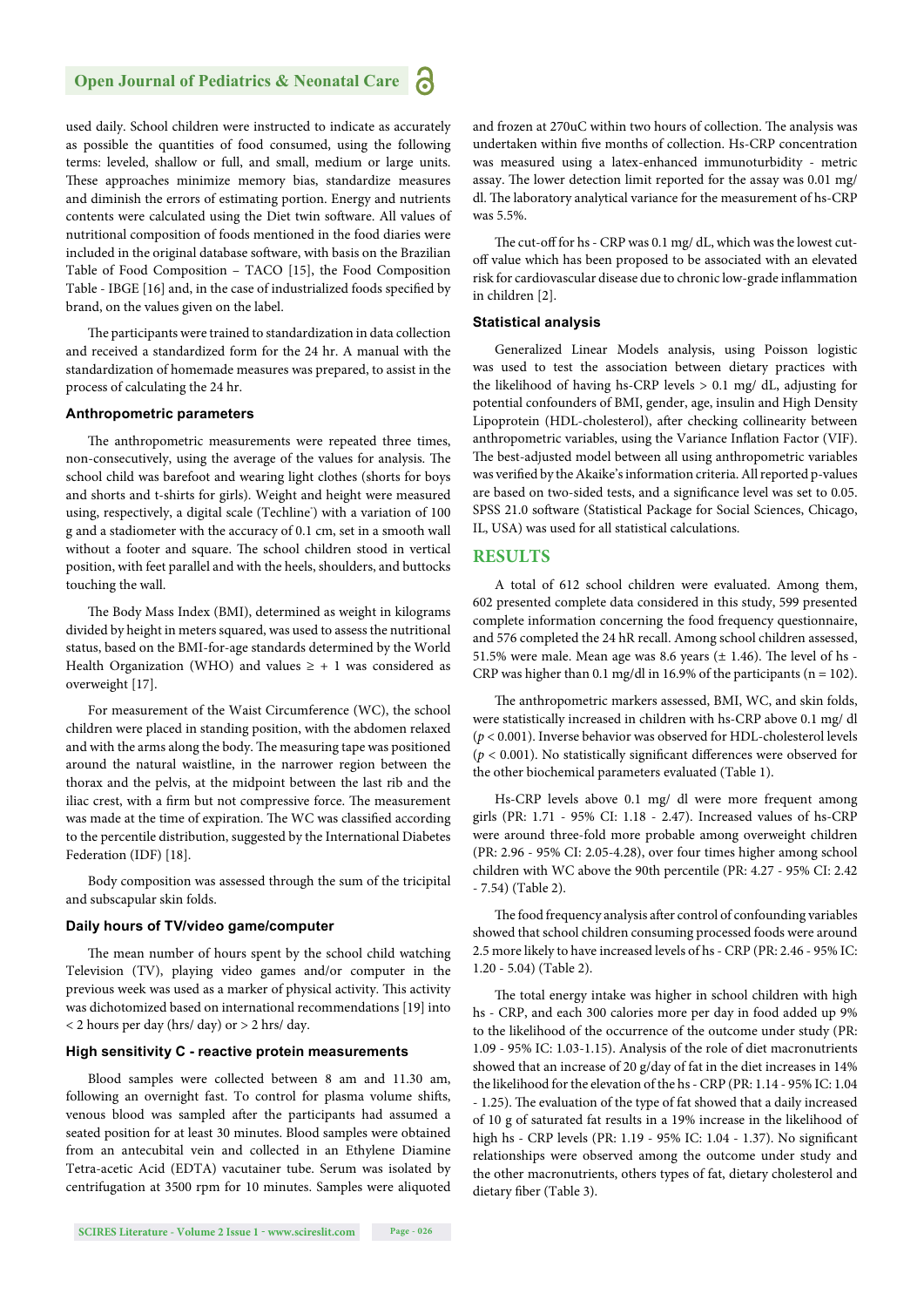used daily. School children were instructed to indicate as accurately as possible the quantities of food consumed, using the following terms: leveled, shallow or full, and small, medium or large units. These approaches minimize memory bias, standardize measures and diminish the errors of estimating portion. Energy and nutrients contents were calculated using the Diet twin software. All values of nutritional composition of foods mentioned in the food diaries were included in the original database software, with basis on the Brazilian Table of Food Composition – TACO [15], the Food Composition Table - IBGE [16] and, in the case of industrialized foods specified by brand, on the values given on the label.

The participants were trained to standardization in data collection and received a standardized form for the 24 hr. A manual with the standardization of homemade measures was prepared, to assist in the process of calculating the 24 hr.

### Anthropometric parameters

The anthropometric measurements were repeated three times, non-consecutively, using the average of the values for analysis. The school child was barefoot and wearing light clothes (shorts for boys and shorts and t-shirts for girls). Weight and height were measured using, respectively, a digital scale (Techline®) with a variation of 100 g and a stadiometer with the accuracy of 0.1 cm, set in a smooth wall without a footer and square. The school children stood in vertical position, with feet parallel and with the heels, shoulders, and buttocks touching the wall.

The Body Mass Index (BMI), determined as weight in kilograms divided by height in meters squared, was used to assess the nutritional status, based on the BMI-for-age standards determined by the World Health Organization (WHO) and values $\geq + 1$ was considered as overweight [17].

For measurement of the Waist Circumference (WC), the school children were placed in standing position, with the abdomen relaxed and with the arms along the body. The measuring tape was positioned around the natural waistline, in the narrower region between the thorax and the pelvis, at the midpoint between the last rib and the iliac crest, with a firm but not compressive force. The measurement was made at the time of expiration. The WC was classified according to the percentile distribution, suggested by the International Diabetes Federation (IDF) [18].

Body composition was assessed through the sum of the tricipital and subscapular skin folds.

### Daily hours of TV/video game/computer

The mean number of hours spent by the school child watching Television (TV), playing video games and/or computer in the previous week was used as a marker of physical activity. This activity was dichotomized based on international recommendations [19] into < 2 hours per day (hrs/ day) or > 2 hrs/ day.

### High sensitivity C - reactive protein measurements

Blood samples were collected between 8 am and 11.30 am, following an overnight fast. To control for plasma volume shifts, venous blood was sampled after the participants had assumed a seated position for at least 30 minutes. Blood samples were obtained from an antecubital vein and collected in an Ethylene Diamine Tetra-acetic Acid (EDTA) vacutainer tube. Serum was isolated by centrifugation at 3500 rpm for 10 minutes. Samples were aliquoted and frozen at 270uC within two hours of collection. The analysis was undertaken within five months of collection. Hs-CRP concentration was measured using a latex-enhanced immunoturbidity - metric assay. The lower detection limit reported for the assay was 0.01 mg/ dl. The laboratory analytical variance for the measurement of hs-CRP was 5.5%.

The cut-off for hs - CRP was 0.1 mg/ dL, which was the lowest cut-off value which has been proposed to be associated with an elevated risk for cardiovascular disease due to chronic low-grade inflammation in children [2].

### Statistical analysis

Generalized Linear Models analysis, using Poisson logistic was used to test the association between dietary practices with the likelihood of having hs-CRP levels > 0.1 mg/ dL, adjusting for potential confounders of BMI, gender, age, insulin and High Density Lipoprotein (HDL-cholesterol), after checking collinearity between anthropometric variables, using the Variance Inflation Factor (VIF). The best-adjusted model between all using anthropometric variables was verified by the Akaike's information criteria. All reported p-values are based on two-sided tests, and a significance level was set to 0.05. SPSS 21.0 software (Statistical Package for Social Sciences, Chicago, IL, USA) was used for all statistical calculations.

## RESULTS

A total of 612 school children were evaluated. Among them, 602 presented complete data considered in this study, 599 presented complete information concerning the food frequency questionnaire, and 576 completed the 24 hR recall. Among school children assessed, 51.5% were male. Mean age was 8.6 years (± 1.46). The level of hs - CRP was higher than 0.1 mg/dl in 16.9% of the participants (n = 102).

The anthropometric markers assessed, BMI, WC, and skin folds, were statistically increased in children with hs-CRP above 0.1 mg/ dl ($p < 0.001$). Inverse behavior was observed for HDL-cholesterol levels ($p < 0.001$). No statistically significant differences were observed for the other biochemical parameters evaluated (Table 1).

Hs-CRP levels above 0.1 mg/ dl were more frequent among girls (PR: 1.71 - 95% CI: 1.18 - 2.47). Increased values of hs-CRP were around three-fold more probable among overweight children (PR: 2.96 - 95% CI: 2.05-4.28), over four times higher among school children with WC above the 90th percentile (PR: 4.27 - 95% CI: 2.42 - 7.54) (Table 2).

The food frequency analysis after control of confounding variables showed that school children consuming processed foods were around 2.5 more likely to have increased levels of hs - CRP (PR: 2.46 - 95% IC: 1.20 - 5.04) (Table 2).

The total energy intake was higher in school children with high hs - CRP, and each 300 calories more per day in food added up 9% to the likelihood of the occurrence of the outcome under study (PR: 1.09 - 95% IC: 1.03-1.15). Analysis of the role of diet macronutrients showed that an increase of 20 g/day of fat in the diet increases in 14% the likelihood for the elevation of the hs - CRP (PR: 1.14 - 95% IC: 1.04 - 1.25). The evaluation of the type of fat showed that a daily increased of 10 g of saturated fat results in a 19% increase in the likelihood of high hs - CRP levels (PR: 1.19 - 95% IC: 1.04 - 1.37). No significant relationships were observed among the outcome under study and the other macronutrients, others types of fat, dietary cholesterol and dietary fiber (Table 3).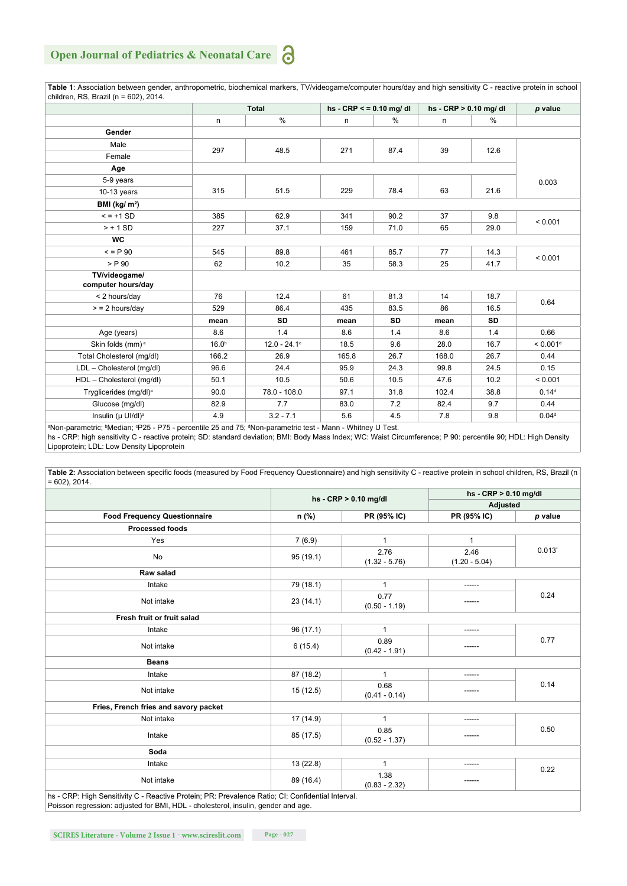**Table 1**: Association between gender, anthropometric, biochemical markers, TV/videogame/computer hours/day and high sensitivity C - reactive protein in school children, RS, Brazil (n = 602), 2014.

| | Total | | hs - CRP < = 0.10 mg/ dl | | hs - CRP > 0.10 mg/ dl | | *p* value |
|---|---|---|---|---|---|---|---|
| | n | % | n | % | n | % | |
| **Gender** | | | | | | | |
| Male | 297 | 48.5 | 271 | 87.4 | 39 | 12.6 | |
| Female | | | | | | | |
| **Age** | | | | | | | |
| 5-9 years | | | | | | | 0.003 |
| 10-13 years | 315 | 51.5 | 229 | 78.4 | 63 | 21.6 | |
| **BMI (kg/ m²)** | | | | | | | |
| < = +1 SD | 385 | 62.9 | 341 | 90.2 | 37 | 9.8 | < 0.001 |
| > + 1 SD | 227 | 37.1 | 159 | 71.0 | 65 | 29.0 | |
| **WC** | | | | | | | |
| < = P 90 | 545 | 89.8 | 461 | 85.7 | 77 | 14.3 | < 0.001 |
| > P 90 | 62 | 10.2 | 35 | 58.3 | 25 | 41.7 | |
| **TV/videogame/ computer hours/day** | | | | | | | |
| < 2 hours/day | 76 | 12.4 | 61 | 81.3 | 14 | 18.7 | 0.64 |
| > = 2 hours/day | 529 | 86.4 | 435 | 83.5 | 86 | 16.5 | |
| | **mean** | **SD** | **mean** | **SD** | **mean** | **SD** | |
| Age (years) | 8.6 | 1.4 | 8.6 | 1.4 | 8.6 | 1.4 | 0.66 |
| Skin folds (mm) [a] | 16.0[b] | 12.0 - 24.1[c] | 18.5 | 9.6 | 28.0 | 16.7 | < 0.001[d] |
| Total Cholesterol (mg/dl) | 166.2 | 26.9 | 165.8 | 26.7 | 168.0 | 26.7 | 0.44 |
| LDL – Cholesterol (mg/dl) | 96.6 | 24.4 | 95.9 | 24.3 | 99.8 | 24.5 | 0.15 |
| HDL – Cholesterol (mg/dl) | 50.1 | 10.5 | 50.6 | 10.5 | 47.6 | 10.2 | < 0.001 |
| Tryglicerides (mg/dl)[a] | 90.0 | 78.0 - 108.0 | 97.1 | 31.8 | 102.4 | 38.8 | 0.14[d] |
| Glucose (mg/dl) | 82.9 | 7.7 | 83.0 | 7.2 | 82.4 | 9.7 | 0.44 |
| Insulin (μ UI/dl)[a] | 4.9 | 3.2 - 7.1 | 5.6 | 4.5 | 7.8 | 9.8 | 0.04[d] |

[a]Non-parametric; [b]Median; [c]P25 - P75 - percentile 25 and 75; [d]Non-parametric test - Mann - Whitney U Test.
hs - CRP: high sensitivity C - reactive protein; SD: standard deviation; BMI: Body Mass Index; WC: Waist Circumference; P 90: percentile 90; HDL: High Density Lipoprotein; LDL: Low Density Lipoprotein

**Table 2:** Association between specific foods (measured by Food Frequency Questionnaire) and high sensitivity C - reactive protein in school children, RS, Brazil (n = 602), 2014.

| | hs - CRP > 0.10 mg/dl | | hs - CRP > 0.10 mg/dl | |
|---|---|---|---|---|
| | | | Adjusted | |
| **Food Frequency Questionnaire** | **n (%)** | **PR (95% IC)** | **PR (95% IC)** | ***p* value** |
| **Processed foods** | | | | |
| Yes | 7 (6.9) | 1 | 1 | 0.013* |
| No | 95 (19.1) | 2.76 (1.32 - 5.76) | 2.46 (1.20 - 5.04) | |
| **Raw salad** | | | | |
| Intake | 79 (18.1) | 1 | ------ | 0.24 |
| Not intake | 23 (14.1) | 0.77 (0.50 - 1.19) | ------ | |
| **Fresh fruit or fruit salad** | | | | |
| Intake | 96 (17.1) | 1 | ------ | 0.77 |
| Not intake | 6 (15.4) | 0.89 (0.42 - 1.91) | ------ | |
| **Beans** | | | | |
| Intake | 87 (18.2) | 1 | ------ | 0.14 |
| Not intake | 15 (12.5) | 0.68 (0.41 - 0.14) | ------ | |
| **Fries, French fries and savory packet** | | | | |
| Not intake | 17 (14.9) | 1 | ------ | 0.50 |
| Intake | 85 (17.5) | 0.85 (0.52 - 1.37) | ------ | |
| **Soda** | | | | |
| Intake | 13 (22.8) | 1 | ------ | 0.22 |
| Not intake | 89 (16.4) | 1.38 (0.83 - 2.32) | ------ | |

hs - CRP: High Sensitivity C - Reactive Protein; PR: Prevalence Ratio; CI: Confidential Interval.
Poisson regression: adjusted for BMI, HDL - cholesterol, insulin, gender and age.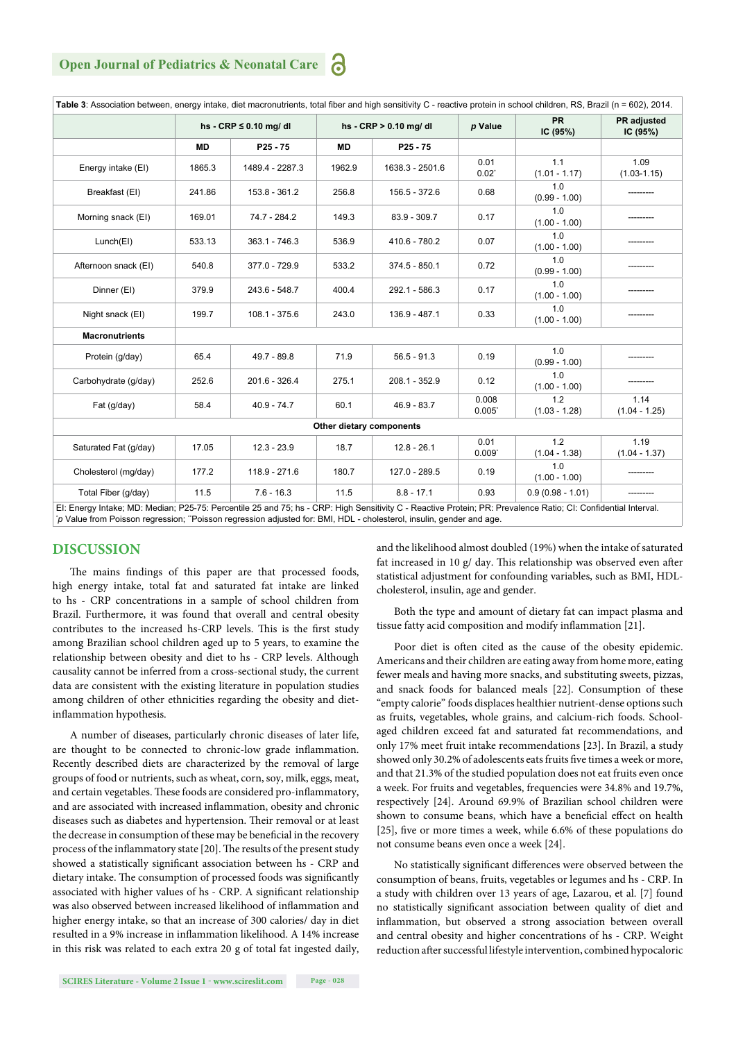**Table 3**: Association between, energy intake, diet macronutrients, total fiber and high sensitivity C - reactive protein in school children, RS, Brazil (n = 602), 2014.

| | hs - CRP ≤ 0.10 mg/ dl | | hs - CRP > 0.10 mg/ dl | | *p* Value | PR IC (95%) | PR adjusted IC (95%) |
|---|---|---|---|---|---|---|---|
| | MD | P25 - 75 | MD | P25 - 75 | | | |
| Energy intake (EI) | 1865.3 | 1489.4 - 2287.3 | 1962.9 | 1638.3 - 2501.6 | 0.01 0.02* | 1.1 (1.01 - 1.17) | 1.09 (1.03-1.15) |
| Breakfast (EI) | 241.86 | 153.8 - 361.2 | 256.8 | 156.5 - 372.6 | 0.68 | 1.0 (0.99 - 1.00) | --------- |
| Morning snack (EI) | 169.01 | 74.7 - 284.2 | 149.3 | 83.9 - 309.7 | 0.17 | 1.0 (1.00 - 1.00) | --------- |
| Lunch(EI) | 533.13 | 363.1 - 746.3 | 536.9 | 410.6 - 780.2 | 0.07 | 1.0 (1.00 - 1.00) | --------- |
| Afternoon snack (EI) | 540.8 | 377.0 - 729.9 | 533.2 | 374.5 - 850.1 | 0.72 | 1.0 (0.99 - 1.00) | --------- |
| Dinner (EI) | 379.9 | 243.6 - 548.7 | 400.4 | 292.1 - 586.3 | 0.17 | 1.0 (1.00 - 1.00) | --------- |
| Night snack (EI) | 199.7 | 108.1 - 375.6 | 243.0 | 136.9 - 487.1 | 0.33 | 1.0 (1.00 - 1.00) | --------- |
| **Macronutrients** | | | | | | | |
| Protein (g/day) | 65.4 | 49.7 - 89.8 | 71.9 | 56.5 - 91.3 | 0.19 | 1.0 (0.99 - 1.00) | --------- |
| Carbohydrate (g/day) | 252.6 | 201.6 - 326.4 | 275.1 | 208.1 - 352.9 | 0.12 | 1.0 (1.00 - 1.00) | --------- |
| Fat (g/day) | 58.4 | 40.9 - 74.7 | 60.1 | 46.9 - 83.7 | 0.008 0.005* | 1.2 (1.03 - 1.28) | 1.14 (1.04 - 1.25) |
| **Other dietary components** | | | | | | | |
| Saturated Fat (g/day) | 17.05 | 12.3 - 23.9 | 18.7 | 12.8 - 26.1 | 0.01 0.009* | 1.2 (1.04 - 1.38) | 1.19 (1.04 - 1.37) |
| Cholesterol (mg/day) | 177.2 | 118.9 - 271.6 | 180.7 | 127.0 - 289.5 | 0.19 | 1.0 (1.00 - 1.00) | --------- |
| Total Fiber (g/day) | 11.5 | 7.6 - 16.3 | 11.5 | 8.8 - 17.1 | 0.93 | 0.9 (0.98 - 1.01) | --------- |

EI: Energy Intake; MD: Median; P25-75: Percentile 25 and 75; hs - CRP: High Sensitivity C - Reactive Protein; PR: Prevalence Ratio; CI: Confidential Interval.
*p Value from Poisson regression; **Poisson regression adjusted for: BMI, HDL - cholesterol, insulin, gender and age.

## DISCUSSION

The mains findings of this paper are that processed foods, high energy intake, total fat and saturated fat intake are linked to hs - CRP concentrations in a sample of school children from Brazil. Furthermore, it was found that overall and central obesity contributes to the increased hs-CRP levels. This is the first study among Brazilian school children aged up to 5 years, to examine the relationship between obesity and diet to hs - CRP levels. Although causality cannot be inferred from a cross-sectional study, the current data are consistent with the existing literature in population studies among children of other ethnicities regarding the obesity and diet-inflammation hypothesis.

A number of diseases, particularly chronic diseases of later life, are thought to be connected to chronic-low grade inflammation. Recently described diets are characterized by the removal of large groups of food or nutrients, such as wheat, corn, soy, milk, eggs, meat, and certain vegetables. These foods are considered pro-inflammatory, and are associated with increased inflammation, obesity and chronic diseases such as diabetes and hypertension. Their removal or at least the decrease in consumption of these may be beneficial in the recovery process of the inflammatory state [20]. The results of the present study showed a statistically significant association between hs - CRP and dietary intake. The consumption of processed foods was significantly associated with higher values of hs - CRP. A significant relationship was also observed between increased likelihood of inflammation and higher energy intake, so that an increase of 300 calories/ day in diet resulted in a 9% increase in inflammation likelihood. A 14% increase in this risk was related to each extra 20 g of total fat ingested daily, and the likelihood almost doubled (19%) when the intake of saturated fat increased in 10 g/ day. This relationship was observed even after statistical adjustment for confounding variables, such as BMI, HDL-cholesterol, insulin, age and gender.

Both the type and amount of dietary fat can impact plasma and tissue fatty acid composition and modify inflammation [21].

Poor diet is often cited as the cause of the obesity epidemic. Americans and their children are eating away from home more, eating fewer meals and having more snacks, and substituting sweets, pizzas, and snack foods for balanced meals [22]. Consumption of these "empty calorie" foods displaces healthier nutrient-dense options such as fruits, vegetables, whole grains, and calcium-rich foods. School-aged children exceed fat and saturated fat recommendations, and only 17% meet fruit intake recommendations [23]. In Brazil, a study showed only 30.2% of adolescents eats fruits five times a week or more, and that 21.3% of the studied population does not eat fruits even once a week. For fruits and vegetables, frequencies were 34.8% and 19.7%, respectively [24]. Around 69.9% of Brazilian school children were shown to consume beans, which have a beneficial effect on health [25], five or more times a week, while 6.6% of these populations do not consume beans even once a week [24].

No statistically significant differences were observed between the consumption of beans, fruits, vegetables or legumes and hs - CRP. In a study with children over 13 years of age, Lazarou, et al. [7] found no statistically significant association between quality of diet and inflammation, but observed a strong association between overall and central obesity and higher concentrations of hs - CRP. Weight reduction after successful lifestyle intervention, combined hypocaloric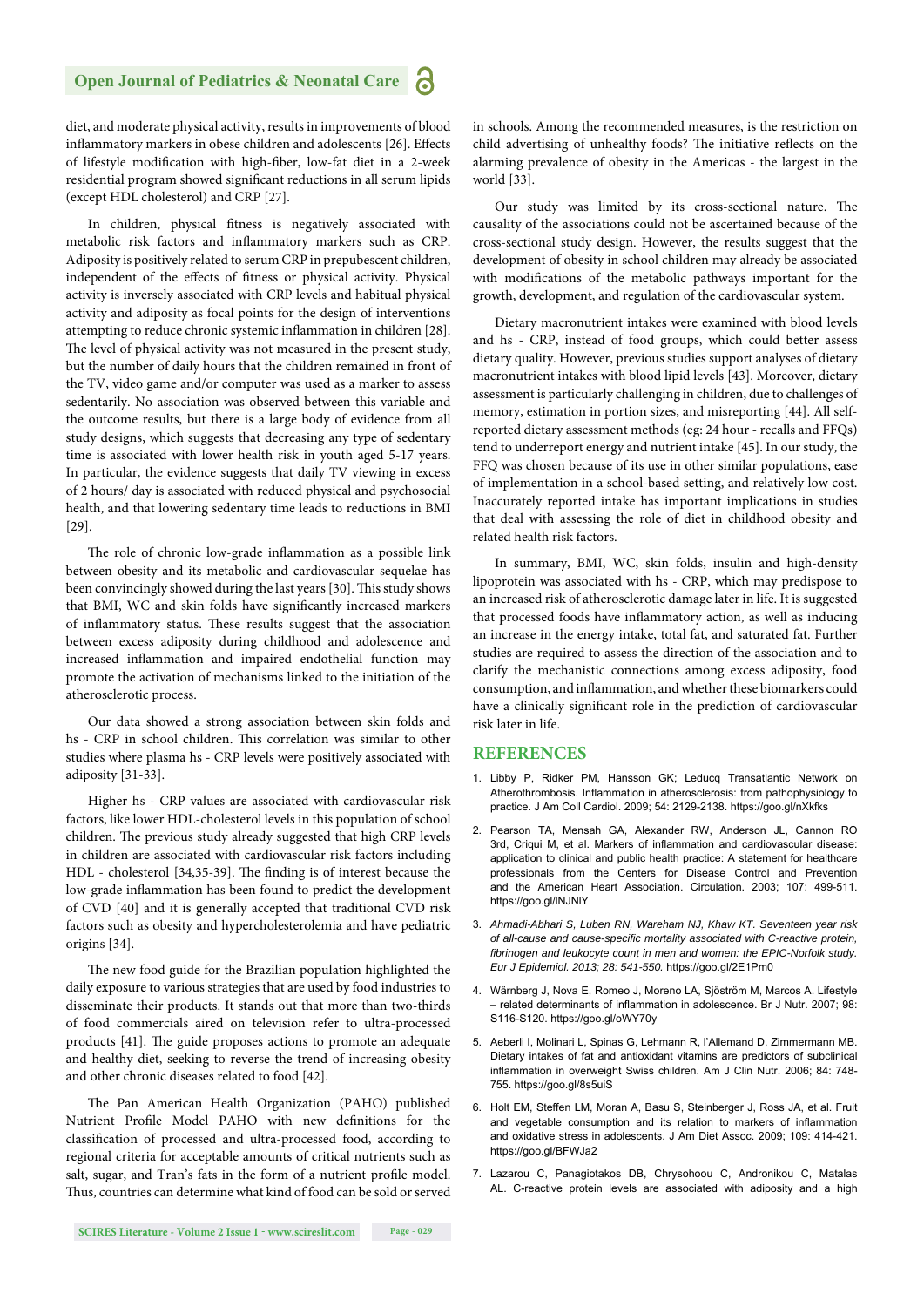diet, and moderate physical activity, results in improvements of blood inflammatory markers in obese children and adolescents [26]. Effects of lifestyle modification with high-fiber, low-fat diet in a 2-week residential program showed significant reductions in all serum lipids (except HDL cholesterol) and CRP [27].

In children, physical fitness is negatively associated with metabolic risk factors and inflammatory markers such as CRP. Adiposity is positively related to serum CRP in prepubescent children, independent of the effects of fitness or physical activity. Physical activity is inversely associated with CRP levels and habitual physical activity and adiposity as focal points for the design of interventions attempting to reduce chronic systemic inflammation in children [28]. The level of physical activity was not measured in the present study, but the number of daily hours that the children remained in front of the TV, video game and/or computer was used as a marker to assess sedentarily. No association was observed between this variable and the outcome results, but there is a large body of evidence from all study designs, which suggests that decreasing any type of sedentary time is associated with lower health risk in youth aged 5-17 years. In particular, the evidence suggests that daily TV viewing in excess of 2 hours/ day is associated with reduced physical and psychosocial health, and that lowering sedentary time leads to reductions in BMI [29].

The role of chronic low-grade inflammation as a possible link between obesity and its metabolic and cardiovascular sequelae has been convincingly showed during the last years [30]. This study shows that BMI, WC and skin folds have significantly increased markers of inflammatory status. These results suggest that the association between excess adiposity during childhood and adolescence and increased inflammation and impaired endothelial function may promote the activation of mechanisms linked to the initiation of the atherosclerotic process.

Our data showed a strong association between skin folds and hs - CRP in school children. This correlation was similar to other studies where plasma hs - CRP levels were positively associated with adiposity [31-33].

Higher hs - CRP values are associated with cardiovascular risk factors, like lower HDL-cholesterol levels in this population of school children. The previous study already suggested that high CRP levels in children are associated with cardiovascular risk factors including HDL - cholesterol [34,35-39]. The finding is of interest because the low-grade inflammation has been found to predict the development of CVD [40] and it is generally accepted that traditional CVD risk factors such as obesity and hypercholesterolemia and have pediatric origins [34].

The new food guide for the Brazilian population highlighted the daily exposure to various strategies that are used by food industries to disseminate their products. It stands out that more than two-thirds of food commercials aired on television refer to ultra-processed products [41]. The guide proposes actions to promote an adequate and healthy diet, seeking to reverse the trend of increasing obesity and other chronic diseases related to food [42].

The Pan American Health Organization (PAHO) published Nutrient Profile Model PAHO with new definitions for the classification of processed and ultra-processed food, according to regional criteria for acceptable amounts of critical nutrients such as salt, sugar, and Tran's fats in the form of a nutrient profile model. Thus, countries can determine what kind of food can be sold or served in schools. Among the recommended measures, is the restriction on child advertising of unhealthy foods? The initiative reflects on the alarming prevalence of obesity in the Americas - the largest in the world [33].

Our study was limited by its cross-sectional nature. The causality of the associations could not be ascertained because of the cross-sectional study design. However, the results suggest that the development of obesity in school children may already be associated with modifications of the metabolic pathways important for the growth, development, and regulation of the cardiovascular system.

Dietary macronutrient intakes were examined with blood levels and hs - CRP, instead of food groups, which could better assess dietary quality. However, previous studies support analyses of dietary macronutrient intakes with blood lipid levels [43]. Moreover, dietary assessment is particularly challenging in children, due to challenges of memory, estimation in portion sizes, and misreporting [44]. All self-reported dietary assessment methods (eg: 24 hour - recalls and FFQs) tend to underreport energy and nutrient intake [45]. In our study, the FFQ was chosen because of its use in other similar populations, ease of implementation in a school-based setting, and relatively low cost. Inaccurately reported intake has important implications in studies that deal with assessing the role of diet in childhood obesity and related health risk factors.

In summary, BMI, WC, skin folds, insulin and high-density lipoprotein was associated with hs - CRP, which may predispose to an increased risk of atherosclerotic damage later in life. It is suggested that processed foods have inflammatory action, as well as inducing an increase in the energy intake, total fat, and saturated fat. Further studies are required to assess the direction of the association and to clarify the mechanistic connections among excess adiposity, food consumption, and inflammation, and whether these biomarkers could have a clinically significant role in the prediction of cardiovascular risk later in life.

## REFERENCES

1. Libby P, Ridker PM, Hansson GK; Leducq Transatlantic Network on Atherothrombosis. Inflammation in atherosclerosis: from pathophysiology to practice. J Am Coll Cardiol. 2009; 54: 2129-2138. https://goo.gl/nXkfks

2. Pearson TA, Mensah GA, Alexander RW, Anderson JL, Cannon RO 3rd, Criqui M, et al. Markers of inflammation and cardiovascular disease: application to clinical and public health practice: A statement for healthcare professionals from the Centers for Disease Control and Prevention and the American Heart Association. Circulation. 2003; 107: 499-511. https://goo.gl/lNJNlY

3. *Ahmadi-Abhari S, Luben RN, Wareham NJ, Khaw KT. Seventeen year risk of all-cause and cause-specific mortality associated with C-reactive protein, fibrinogen and leukocyte count in men and women: the EPIC-Norfolk study. Eur J Epidemiol. 2013; 28: 541-550.* https://goo.gl/2E1Pm0

4. Wärnberg J, Nova E, Romeo J, Moreno LA, Sjöström M, Marcos A. Lifestyle – related determinants of inflammation in adolescence. Br J Nutr. 2007; 98: S116-S120. https://goo.gl/oWY70y

5. Aeberli I, Molinari L, Spinas G, Lehmann R, l'Allemand D, Zimmermann MB. Dietary intakes of fat and antioxidant vitamins are predictors of subclinical inflammation in overweight Swiss children. Am J Clin Nutr. 2006; 84: 748-755. https://goo.gl/8s5uiS

6. Holt EM, Steffen LM, Moran A, Basu S, Steinberger J, Ross JA, et al. Fruit and vegetable consumption and its relation to markers of inflammation and oxidative stress in adolescents. J Am Diet Assoc. 2009; 109: 414-421. https://goo.gl/BFWJa2

7. Lazarou C, Panagiotakos DB, Chrysohoou C, Andronikou C, Matalas AL. C-reactive protein levels are associated with adiposity and a high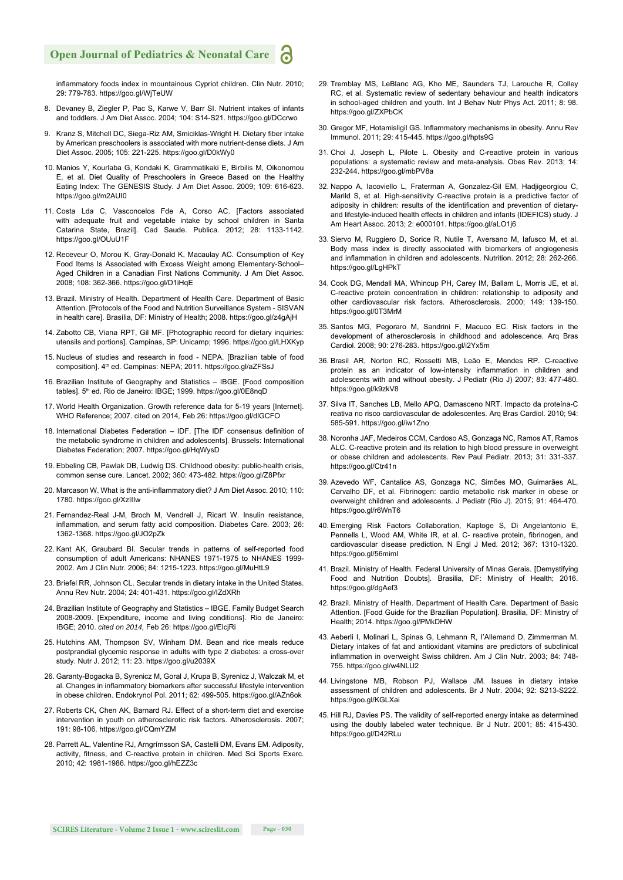inflammatory foods index in mountainous Cypriot children. Clin Nutr. 2010; 29: 779-783. https://goo.gl/WjTeUW

8. Devaney B, Ziegler P, Pac S, Karwe V, Barr SI. Nutrient intakes of infants and toddlers. J Am Diet Assoc. 2004; 104: S14-S21. https://goo.gl/DCcrwo

9. Kranz S, Mitchell DC, Siega-Riz AM, Smiciklas-Wright H. Dietary fiber intake by American preschoolers is associated with more nutrient-dense diets. J Am Diet Assoc. 2005; 105: 221-225. https://goo.gl/D0kWy0

10. Manios Y, Kourlaba G, Kondaki K, Grammatikaki E, Birbilis M, Oikonomou E, et al. Diet Quality of Preschoolers in Greece Based on the Healthy Eating Index: The GENESIS Study. J Am Diet Assoc. 2009; 109: 616-623. https://goo.gl/m2AUI0

11. Costa Lda C, Vasconcelos Fde A, Corso AC. [Factors associated with adequate fruit and vegetable intake by school children in Santa Catarina State, Brazil]. Cad Saude. Publica. 2012; 28: 1133-1142. https://goo.gl/OUuU1F

12. Receveur O, Morou K, Gray-Donald K, Macaulay AC. Consumption of Key Food Items Is Associated with Excess Weight among Elementary-School–Aged Children in a Canadian First Nations Community. J Am Diet Assoc. 2008; 108: 362-366. https://goo.gl/D1iHqE

13. Brazil. Ministry of Health. Department of Health Care. Department of Basic Attention. [Protocols of the Food and Nutrition Surveillance System - SISVAN in health care]. Brasília, DF: Ministry of Health; 2008. https://goo.gl/z4gAjH

14. Zabotto CB, Viana RPT, Gil MF. [Photographic record for dietary inquiries: utensils and portions]. Campinas, SP: Unicamp; 1996. https://goo.gl/LHXKyp

15. Nucleus of studies and research in food - NEPA. [Brazilian table of food composition]. 4th ed. Campinas: NEPA; 2011. https://goo.gl/aZFSsJ

16. Brazilian Institute of Geography and Statistics – IBGE. [Food composition tables]. 5th ed. Rio de Janeiro: IBGE; 1999. https://goo.gl/0E8nqD

17. World Health Organization. Growth reference data for 5-19 years [Internet]. WHO Reference; 2007. cited on 2014, Feb 26: https://goo.gl/dIGCFO

18. International Diabetes Federation – IDF. [The IDF consensus definition of the metabolic syndrome in children and adolescents]. Brussels: International Diabetes Federation; 2007. https://goo.gl/HqWysD

19. Ebbeling CB, Pawlak DB, Ludwig DS. Childhood obesity: public-health crisis, common sense cure. Lancet. 2002; 360: 473-482. https://goo.gl/Z8Pfxr

20. Marcason W. What is the anti-inflammatory diet? J Am Diet Assoc. 2010; 110: 1780. https://goo.gl/XzIIlw

21. Fernandez-Real J-M, Broch M, Vendrell J, Ricart W. Insulin resistance, inflammation, and serum fatty acid composition. Diabetes Care. 2003; 26: 1362-1368. https://goo.gl/JO2pZk

22. Kant AK, Graubard BI. Secular trends in patterns of self-reported food consumption of adult Americans: NHANES 1971-1975 to NHANES 1999-2002. Am J Clin Nutr. 2006; 84: 1215-1223. https://goo.gl/MuHtL9

23. Briefel RR, Johnson CL. Secular trends in dietary intake in the United States. Annu Rev Nutr. 2004; 24: 401-431. https://goo.gl/lZdXRh

24. Brazilian Institute of Geography and Statistics – IBGE. Family Budget Search 2008-2009. [Expenditure, income and living conditions]. Rio de Janeiro: IBGE; 2010. *cited on 2014*, Feb 26: https://goo.gl/ElcjRi

25. Hutchins AM, Thompson SV, Winham DM. Bean and rice meals reduce postprandial glycemic response in adults with type 2 diabetes: a cross-over study. Nutr J. 2012; 11: 23. https://goo.gl/u2039X

26. Garanty-Bogacka B, Syrenicz M, Goral J, Krupa B, Syrenicz J, Walczak M, et al. Changes in inflammatory biomarkers after successful lifestyle intervention in obese children. Endokrynol Pol. 2011; 62: 499-505. https://goo.gl/AZn6ok

27. Roberts CK, Chen AK, Barnard RJ. Effect of a short-term diet and exercise intervention in youth on atherosclerotic risk factors. Atherosclerosis. 2007; 191: 98-106. https://goo.gl/CQmYZM

28. Parrett AL, Valentine RJ, Arngrímsson SA, Castelli DM, Evans EM. Adiposity, activity, fitness, and C-reactive protein in children. Med Sci Sports Exerc. 2010; 42: 1981-1986. https://goo.gl/hEZZ3c

29. Tremblay MS, LeBlanc AG, Kho ME, Saunders TJ, Larouche R, Colley RC, et al. Systematic review of sedentary behaviour and health indicators in school-aged children and youth. Int J Behav Nutr Phys Act. 2011; 8: 98. https://goo.gl/ZXPbCK

30. Gregor MF, Hotamisligil GS. Inflammatory mechanisms in obesity. Annu Rev Immunol. 2011; 29: 415-445. https://goo.gl/hpts9G

31. Choi J, Joseph L, Pilote L. Obesity and C-reactive protein in various populations: a systematic review and meta-analysis. Obes Rev. 2013; 14: 232-244. https://goo.gl/mbPV8a

32. Nappo A, Iacoviello L, Fraterman A, Gonzalez-Gil EM, Hadjigeorgiou C, Marild S, et al. High-sensitivity C-reactive protein is a predictive factor of adiposity in children: results of the identification and prevention of dietary- and lifestyle-induced health effects in children and infants (IDEFICS) study. J Am Heart Assoc. 2013; 2: e000101. https://goo.gl/aLO1j6

33. Siervo M, Ruggiero D, Sorice R, Nutile T, Aversano M, Iafusco M, et al. Body mass index is directly associated with biomarkers of angiogenesis and inflammation in children and adolescents. Nutrition. 2012; 28: 262-266. https://goo.gl/LgHPkT

34. Cook DG, Mendall MA, Whincup PH, Carey IM, Ballam L, Morris JE, et al. C-reactive protein concentration in children: relationship to adiposity and other cardiovascular risk factors. Atherosclerosis. 2000; 149: 139-150. https://goo.gl/0T3MrM

35. Santos MG, Pegoraro M, Sandrini F, Macuco EC. Risk factors in the development of atherosclerosis in childhood and adolescence. Arq Bras Cardiol. 2008; 90: 276-283. https://goo.gl/i2Yx5m

36. Brasil AR, Norton RC, Rossetti MB, Leão E, Mendes RP. C-reactive protein as an indicator of low-intensity inflammation in children and adolescents with and without obesity. J Pediatr (Rio J) 2007; 83: 477-480. https://goo.gl/k9zkV8

37. Silva IT, Sanches LB, Mello APQ, Damasceno NRT. Impacto da proteína-C reativa no risco cardiovascular de adolescentes. Arq Bras Cardiol. 2010; 94: 585-591. https://goo.gl/iw1Zno

38. Noronha JAF, Medeiros CCM, Cardoso AS, Gonzaga NC, Ramos AT, Ramos ALC. C-reactive protein and its relation to high blood pressure in overweight or obese children and adolescents. Rev Paul Pediatr. 2013; 31: 331-337. https://goo.gl/Ctr41n

39. Azevedo WF, Cantalice AS, Gonzaga NC, Simões MO, Guimarães AL, Carvalho DF, et al. Fibrinogen: cardio metabolic risk marker in obese or overweight children and adolescents. J Pediatr (Rio J). 2015; 91: 464-470. https://goo.gl/r6WnT6

40. Emerging Risk Factors Collaboration, Kaptoge S, Di Angelantonio E, Pennells L, Wood AM, White IR, et al. C- reactive protein, fibrinogen, and cardiovascular disease prediction. N Engl J Med. 2012; 367: 1310-1320. https://goo.gl/56miml

41. Brazil. Ministry of Health. Federal University of Minas Gerais. [Demystifying Food and Nutrition Doubts]. Brasilia, DF: Ministry of Health; 2016. https://goo.gl/dgAef3

42. Brazil. Ministry of Health. Department of Health Care. Department of Basic Attention. [Food Guide for the Brazilian Population]. Brasilia, DF: Ministry of Health; 2014. https://goo.gl/PMkDHW

43. Aeberli I, Molinari L, Spinas G, Lehmann R, l'Allemand D, Zimmerman M. Dietary intakes of fat and antioxidant vitamins are predictors of subclinical inflammation in overweight Swiss children. Am J Clin Nutr. 2003; 84: 748-755. https://goo.gl/w4NLU2

44. Livingstone MB, Robson PJ, Wallace JM. Issues in dietary intake assessment of children and adolescents. Br J Nutr. 2004; 92: S213-S222. https://goo.gl/KGLXai

45. Hill RJ, Davies PS. The validity of self-reported energy intake as determined using the doubly labeled water technique. Br J Nutr. 2001; 85: 415-430. https://goo.gl/D42RLu